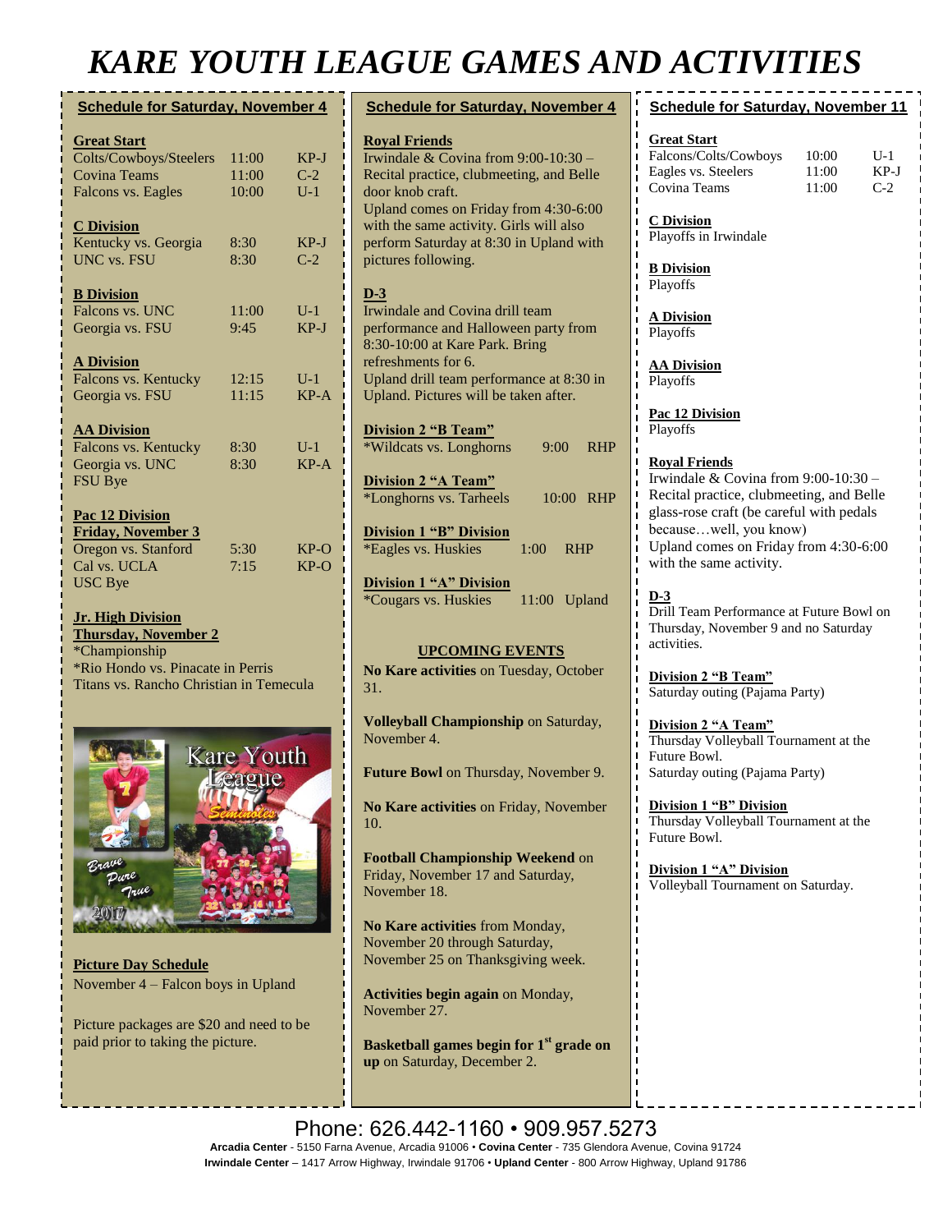# KARE YOUTH LEAGUE GAMES AND ACTIVITIES

## Schedule for Saturday, November 4

**Great Start**

| | | |
|---|---|---|
| Colts/Cowboys/Steelers | 11:00 | KP-J |
| Covina Teams | 11:00 | C-2 |
| Falcons vs. Eagles | 10:00 | U-1 |

**C Division**

| | | |
|---|---|---|
| Kentucky vs. Georgia | 8:30 | KP-J |
| UNC vs. FSU | 8:30 | C-2 |

**B Division**

| | | |
|---|---|---|
| Falcons vs. UNC | 11:00 | U-1 |
| Georgia vs. FSU | 9:45 | KP-J |

**A Division**

| | | |
|---|---|---|
| Falcons vs. Kentucky | 12:15 | U-1 |
| Georgia vs. FSU | 11:15 | KP-A |

**AA Division**

| | | |
|---|---|---|
| Falcons vs. Kentucky | 8:30 | U-1 |
| Georgia vs. UNC | 8:30 | KP-A |
| FSU Bye | | |

**Pac 12 Division**
**Friday, November 3**

| | | |
|---|---|---|
| Oregon vs. Stanford | 5:30 | KP-O |
| Cal vs. UCLA | 7:15 | KP-O |
| USC Bye | | |

**Jr. High Division**
**Thursday, November 2**
*Championship
*Rio Hondo vs. Pinacate in Perris
Titans vs. Rancho Christian in Temecula

**Picture Day Schedule**
November 4 – Falcon boys in Upland

Picture packages are $20 and need to be paid prior to taking the picture.

## Schedule for Saturday, November 4

**Royal Friends**
Irwindale & Covina from 9:00-10:30 – Recital practice, clubmeeting, and Belle door knob craft.
Upland comes on Friday from 4:30-6:00 with the same activity. Girls will also perform Saturday at 8:30 in Upland with pictures following.

**D-3**
Irwindale and Covina drill team performance and Halloween party from 8:30-10:00 at Kare Park. Bring refreshments for 6.
Upland drill team performance at 8:30 in Upland. Pictures will be taken after.

**Division 2 "B Team"**
*Wildcats vs. Longhorns 9:00 RHP

**Division 2 "A Team"**
*Longhorns vs. Tarheels 10:00 RHP

**Division 1 "B" Division**
*Eagles vs. Huskies 1:00 RHP

**Division 1 "A" Division**
*Cougars vs. Huskies 11:00 Upland

### UPCOMING EVENTS

**No Kare activities** on Tuesday, October 31.

**Volleyball Championship** on Saturday, November 4.

**Future Bowl** on Thursday, November 9.

**No Kare activities** on Friday, November 10.

**Football Championship Weekend** on Friday, November 17 and Saturday, November 18.

**No Kare activities** from Monday, November 20 through Saturday, November 25 on Thanksgiving week.

**Activities begin again** on Monday, November 27.

**Basketball games begin for 1st grade on up** on Saturday, December 2.

## Schedule for Saturday, November 11

**Great Start**

| | | |
|---|---|---|
| Falcons/Colts/Cowboys | 10:00 | U-1 |
| Eagles vs. Steelers | 11:00 | KP-J |
| Covina Teams | 11:00 | C-2 |

**C Division**
Playoffs in Irwindale

**B Division**
Playoffs

**A Division**
Playoffs

**AA Division**
Playoffs

**Pac 12 Division**
Playoffs

**Royal Friends**
Irwindale & Covina from 9:00-10:30 – Recital practice, clubmeeting, and Belle glass-rose craft (be careful with pedals because…well, you know)
Upland comes on Friday from 4:30-6:00 with the same activity.

**D-3**
Drill Team Performance at Future Bowl on Thursday, November 9 and no Saturday activities.

**Division 2 "B Team"**
Saturday outing (Pajama Party)

**Division 2 "A Team"**
Thursday Volleyball Tournament at the Future Bowl.
Saturday outing (Pajama Party)

**Division 1 "B" Division**
Thursday Volleyball Tournament at the Future Bowl.

**Division 1 "A" Division**
Volleyball Tournament on Saturday.

Phone: 626.442-1160 • 909.957.5273
**Arcadia Center** - 5150 Farna Avenue, Arcadia 91006 • **Covina Center** - 735 Glendora Avenue, Covina 91724
**Irwindale Center** – 1417 Arrow Highway, Irwindale 91706 • **Upland Center** - 800 Arrow Highway, Upland 91786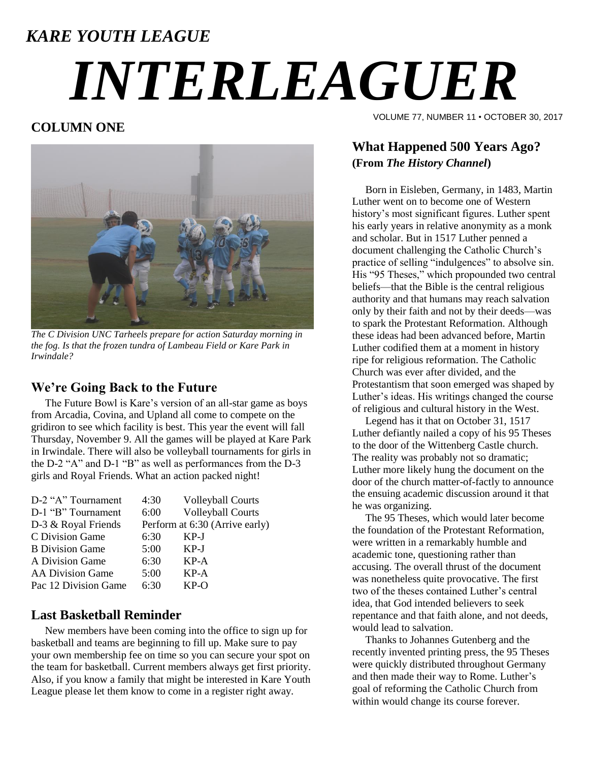*KARE YOUTH LEAGUE*

# *INTERLEAGUER*

VOLUME 77, NUMBER 11 • OCTOBER 30, 2017

## COLUMN ONE

*The C Division UNC Tarheels prepare for action Saturday morning in the fog. Is that the frozen tundra of Lambeau Field or Kare Park in Irwindale?*

### We're Going Back to the Future

The Future Bowl is Kare's version of an all-star game as boys from Arcadia, Covina, and Upland all come to compete on the gridiron to see which facility is best. This year the event will fall Thursday, November 9. All the games will be played at Kare Park in Irwindale. There will also be volleyball tournaments for girls in the D-2 "A" and D-1 "B" as well as performances from the D-3 girls and Royal Friends. What an action packed night!

| | | |
|---|---|---|
| D-2 "A" Tournament | 4:30 | Volleyball Courts |
| D-1 "B" Tournament | 6:00 | Volleyball Courts |
| D-3 & Royal Friends | Perform at 6:30 (Arrive early) | |
| C Division Game | 6:30 | KP-J |
| B Division Game | 5:00 | KP-J |
| A Division Game | 6:30 | KP-A |
| AA Division Game | 5:00 | KP-A |
| Pac 12 Division Game | 6:30 | KP-O |

### Last Basketball Reminder

New members have been coming into the office to sign up for basketball and teams are beginning to fill up. Make sure to pay your own membership fee on time so you can secure your spot on the team for basketball. Current members always get first priority. Also, if you know a family that might be interested in Kare Youth League please let them know to come in a register right away.

### What Happened 500 Years Ago?
**(From *The History Channel*)**

Born in Eisleben, Germany, in 1483, Martin Luther went on to become one of Western history's most significant figures. Luther spent his early years in relative anonymity as a monk and scholar. But in 1517 Luther penned a document challenging the Catholic Church's practice of selling "indulgences" to absolve sin. His "95 Theses," which propounded two central beliefs—that the Bible is the central religious authority and that humans may reach salvation only by their faith and not by their deeds—was to spark the Protestant Reformation. Although these ideas had been advanced before, Martin Luther codified them at a moment in history ripe for religious reformation. The Catholic Church was ever after divided, and the Protestantism that soon emerged was shaped by Luther's ideas. His writings changed the course of religious and cultural history in the West.

Legend has it that on October 31, 1517 Luther defiantly nailed a copy of his 95 Theses to the door of the Wittenberg Castle church. The reality was probably not so dramatic; Luther more likely hung the document on the door of the church matter-of-factly to announce the ensuing academic discussion around it that he was organizing.

The 95 Theses, which would later become the foundation of the Protestant Reformation, were written in a remarkably humble and academic tone, questioning rather than accusing. The overall thrust of the document was nonetheless quite provocative. The first two of the theses contained Luther's central idea, that God intended believers to seek repentance and that faith alone, and not deeds, would lead to salvation.

Thanks to Johannes Gutenberg and the recently invented printing press, the 95 Theses were quickly distributed throughout Germany and then made their way to Rome. Luther's goal of reforming the Catholic Church from within would change its course forever.